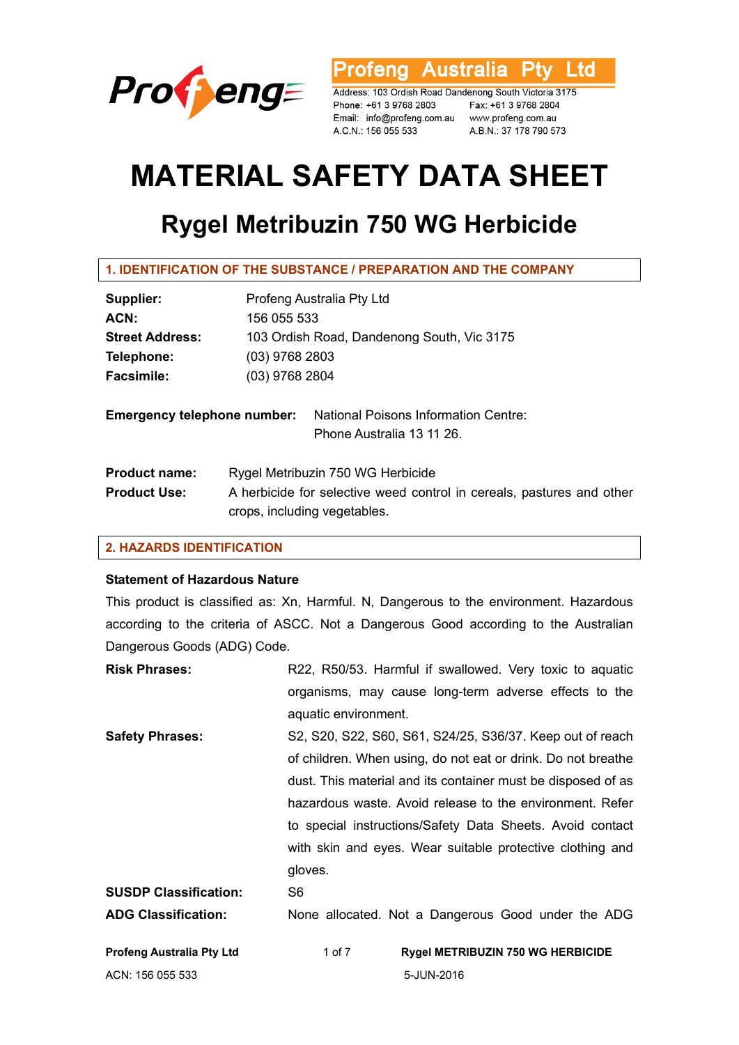**Profeng Australia Pty Ltd**

Address: 103 Ordish Road Dandenong South Victoria 3175
Phone: +61 3 9768 2803 Fax: +61 3 9768 2804
Email: info@profeng.com.au www.profeng.com.au
A.C.N.: 156 055 533 A.B.N.: 37 178 790 573

# MATERIAL SAFETY DATA SHEET

## Rygel Metribuzin 750 WG Herbicide

### 1. IDENTIFICATION OF THE SUBSTANCE / PREPARATION AND THE COMPANY

**Supplier:** Profeng Australia Pty Ltd
**ACN:** 156 055 533
**Street Address:** 103 Ordish Road, Dandenong South, Vic 3175
**Telephone:** (03) 9768 2803
**Facsimile:** (03) 9768 2804

**Emergency telephone number:** National Poisons Information Centre: Phone Australia 13 11 26.

**Product name:** Rygel Metribuzin 750 WG Herbicide
**Product Use:** A herbicide for selective weed control in cereals, pastures and other crops, including vegetables.

### 2. HAZARDS IDENTIFICATION

**Statement of Hazardous Nature**

This product is classified as: Xn, Harmful. N, Dangerous to the environment. Hazardous according to the criteria of ASCC. Not a Dangerous Good according to the Australian Dangerous Goods (ADG) Code.

**Risk Phrases:** R22, R50/53. Harmful if swallowed. Very toxic to aquatic organisms, may cause long-term adverse effects to the aquatic environment.

**Safety Phrases:** S2, S20, S22, S60, S61, S24/25, S36/37. Keep out of reach of children. When using, do not eat or drink. Do not breathe dust. This material and its container must be disposed of as hazardous waste. Avoid release to the environment. Refer to special instructions/Safety Data Sheets. Avoid contact with skin and eyes. Wear suitable protective clothing and gloves.

**SUSDP Classification:** S6

**ADG Classification:** None allocated. Not a Dangerous Good under the ADG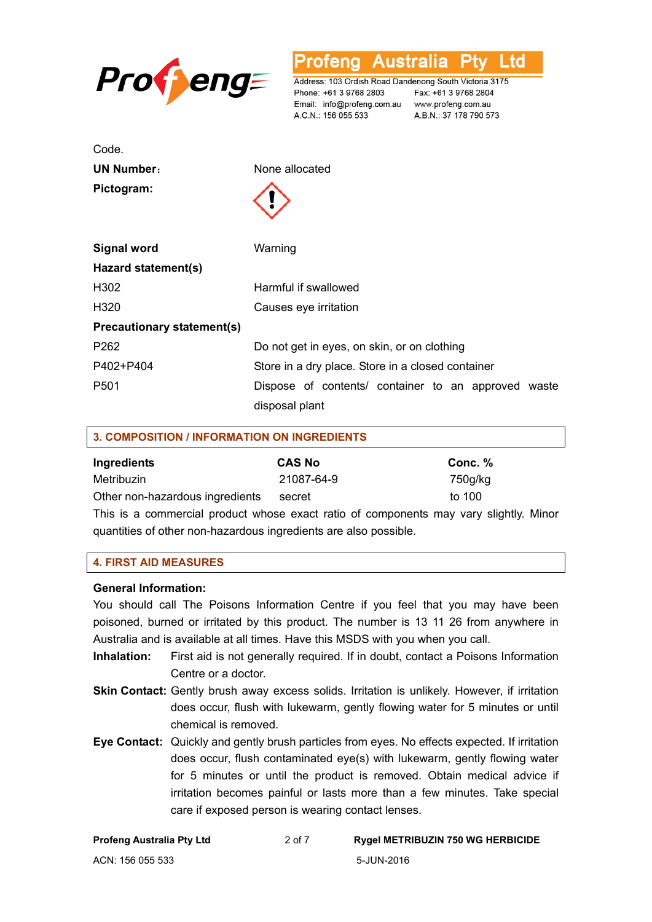Code.

**UN Number:** None allocated

**Pictogram:**

**Signal word** Warning

**Hazard statement(s)**

| | |
|---|---|
| H302 | Harmful if swallowed |
| H320 | Causes eye irritation |

**Precautionary statement(s)**

| | |
|---|---|
| P262 | Do not get in eyes, on skin, or on clothing |
| P402+P404 | Store in a dry place. Store in a closed container |
| P501 | Dispose of contents/ container to an approved waste disposal plant |

## 3. COMPOSITION / INFORMATION ON INGREDIENTS

| Ingredients | CAS No | Conc. % |
|---|---|---|
| Metribuzin | 21087-64-9 | 750g/kg |
| Other non-hazardous ingredients | secret | to 100 |

This is a commercial product whose exact ratio of components may vary slightly. Minor quantities of other non-hazardous ingredients are also possible.

## 4. FIRST AID MEASURES

**General Information:**

You should call The Poisons Information Centre if you feel that you may have been poisoned, burned or irritated by this product. The number is 13 11 26 from anywhere in Australia and is available at all times. Have this MSDS with you when you call.

**Inhalation:** First aid is not generally required. If in doubt, contact a Poisons Information Centre or a doctor.

**Skin Contact:** Gently brush away excess solids. Irritation is unlikely. However, if irritation does occur, flush with lukewarm, gently flowing water for 5 minutes or until chemical is removed.

**Eye Contact:** Quickly and gently brush particles from eyes. No effects expected. If irritation does occur, flush contaminated eye(s) with lukewarm, gently flowing water for 5 minutes or until the product is removed. Obtain medical advice if irritation becomes painful or lasts more than a few minutes. Take special care if exposed person is wearing contact lenses.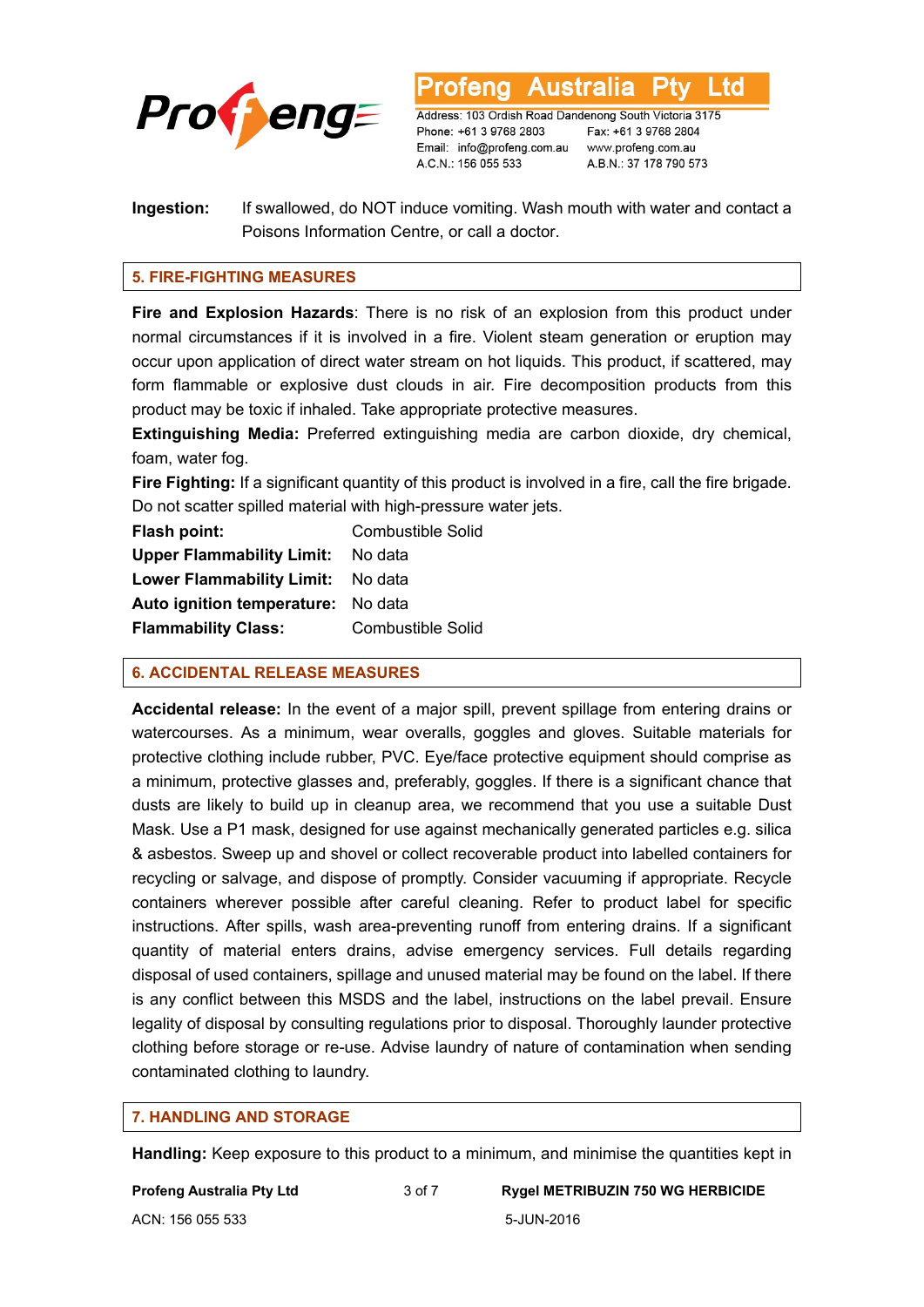**Ingestion:** If swallowed, do NOT induce vomiting. Wash mouth with water and contact a Poisons Information Centre, or call a doctor.

## 5. FIRE-FIGHTING MEASURES

**Fire and Explosion Hazards**: There is no risk of an explosion from this product under normal circumstances if it is involved in a fire. Violent steam generation or eruption may occur upon application of direct water stream on hot liquids. This product, if scattered, may form flammable or explosive dust clouds in air. Fire decomposition products from this product may be toxic if inhaled. Take appropriate protective measures.

**Extinguishing Media:** Preferred extinguishing media are carbon dioxide, dry chemical, foam, water fog.

**Fire Fighting:** If a significant quantity of this product is involved in a fire, call the fire brigade. Do not scatter spilled material with high-pressure water jets.

| | |
|---|---|
| **Flash point:** | Combustible Solid |
| **Upper Flammability Limit:** | No data |
| **Lower Flammability Limit:** | No data |
| **Auto ignition temperature:** | No data |
| **Flammability Class:** | Combustible Solid |

## 6. ACCIDENTAL RELEASE MEASURES

**Accidental release:** In the event of a major spill, prevent spillage from entering drains or watercourses. As a minimum, wear overalls, goggles and gloves. Suitable materials for protective clothing include rubber, PVC. Eye/face protective equipment should comprise as a minimum, protective glasses and, preferably, goggles. If there is a significant chance that dusts are likely to build up in cleanup area, we recommend that you use a suitable Dust Mask. Use a P1 mask, designed for use against mechanically generated particles e.g. silica & asbestos. Sweep up and shovel or collect recoverable product into labelled containers for recycling or salvage, and dispose of promptly. Consider vacuuming if appropriate. Recycle containers wherever possible after careful cleaning. Refer to product label for specific instructions. After spills, wash area-preventing runoff from entering drains. If a significant quantity of material enters drains, advise emergency services. Full details regarding disposal of used containers, spillage and unused material may be found on the label. If there is any conflict between this MSDS and the label, instructions on the label prevail. Ensure legality of disposal by consulting regulations prior to disposal. Thoroughly launder protective clothing before storage or re-use. Advise laundry of nature of contamination when sending contaminated clothing to laundry.

## 7. HANDLING AND STORAGE

**Handling:** Keep exposure to this product to a minimum, and minimise the quantities kept in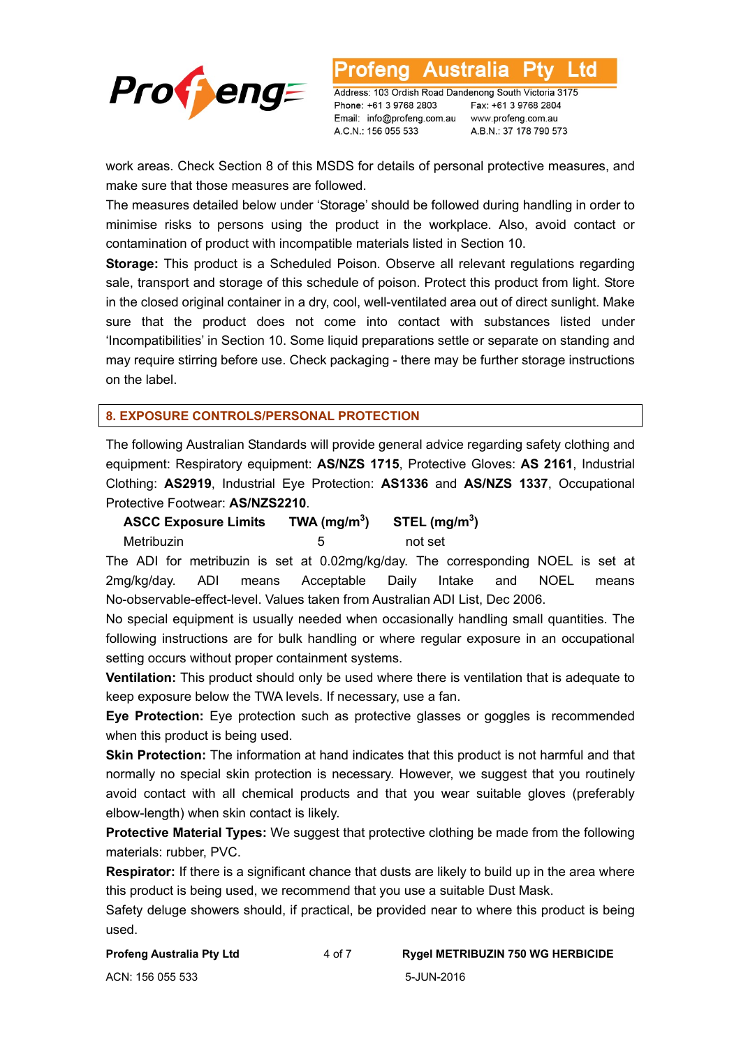work areas. Check Section 8 of this MSDS for details of personal protective measures, and make sure that those measures are followed.

The measures detailed below under 'Storage' should be followed during handling in order to minimise risks to persons using the product in the workplace. Also, avoid contact or contamination of product with incompatible materials listed in Section 10.

**Storage:** This product is a Scheduled Poison. Observe all relevant regulations regarding sale, transport and storage of this schedule of poison. Protect this product from light. Store in the closed original container in a dry, cool, well-ventilated area out of direct sunlight. Make sure that the product does not come into contact with substances listed under 'Incompatibilities' in Section 10. Some liquid preparations settle or separate on standing and may require stirring before use. Check packaging - there may be further storage instructions on the label.

## 8. EXPOSURE CONTROLS/PERSONAL PROTECTION

The following Australian Standards will provide general advice regarding safety clothing and equipment: Respiratory equipment: **AS/NZS 1715**, Protective Gloves: **AS 2161**, Industrial Clothing: **AS2919**, Industrial Eye Protection: **AS1336** and **AS/NZS 1337**, Occupational Protective Footwear: **AS/NZS2210**.

| **ASCC Exposure Limits** | **TWA (mg/m$^3$)** | **STEL (mg/m$^3$)** |
|---|---|---|
| Metribuzin | 5 | not set |

The ADI for metribuzin is set at 0.02mg/kg/day. The corresponding NOEL is set at 2mg/kg/day. ADI means Acceptable Daily Intake and NOEL means No-observable-effect-level. Values taken from Australian ADI List, Dec 2006.

No special equipment is usually needed when occasionally handling small quantities. The following instructions are for bulk handling or where regular exposure in an occupational setting occurs without proper containment systems.

**Ventilation:** This product should only be used where there is ventilation that is adequate to keep exposure below the TWA levels. If necessary, use a fan.

**Eye Protection:** Eye protection such as protective glasses or goggles is recommended when this product is being used.

**Skin Protection:** The information at hand indicates that this product is not harmful and that normally no special skin protection is necessary. However, we suggest that you routinely avoid contact with all chemical products and that you wear suitable gloves (preferably elbow-length) when skin contact is likely.

**Protective Material Types:** We suggest that protective clothing be made from the following materials: rubber, PVC.

**Respirator:** If there is a significant chance that dusts are likely to build up in the area where this product is being used, we recommend that you use a suitable Dust Mask.

Safety deluge showers should, if practical, be provided near to where this product is being used.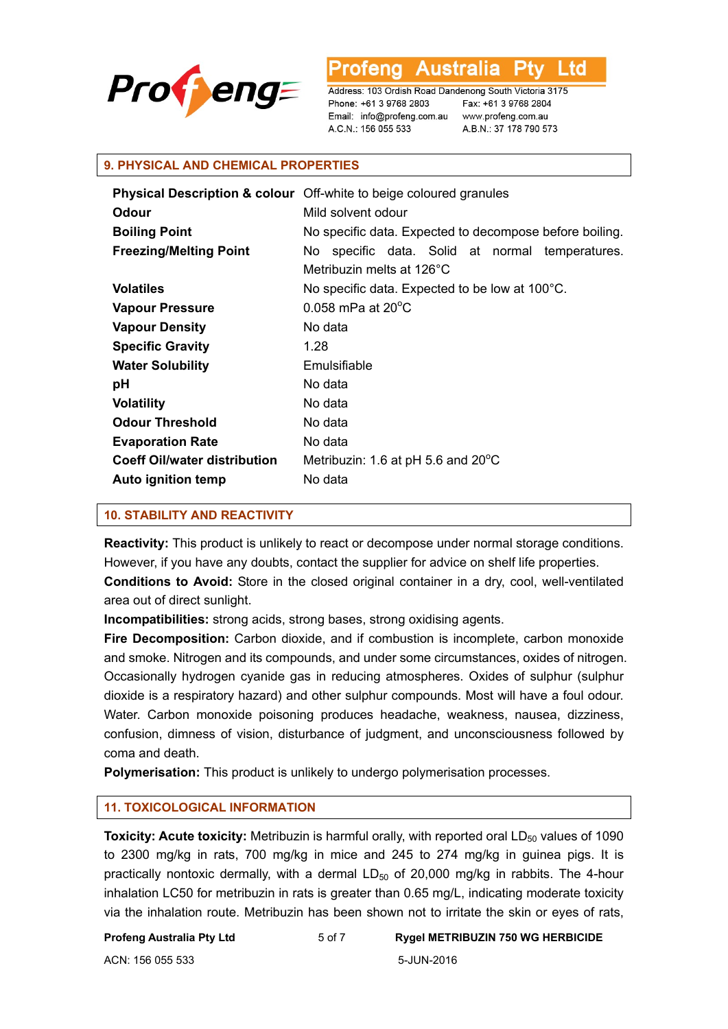## 9. PHYSICAL AND CHEMICAL PROPERTIES

| | |
|---|---|
| **Physical Description & colour** | Off-white to beige coloured granules |
| **Odour** | Mild solvent odour |
| **Boiling Point** | No specific data. Expected to decompose before boiling. |
| **Freezing/Melting Point** | No specific data. Solid at normal temperatures. Metribuzin melts at 126°C |
| **Volatiles** | No specific data. Expected to be low at 100°C. |
| **Vapour Pressure** | 0.058 mPa at 20°C |
| **Vapour Density** | No data |
| **Specific Gravity** | 1.28 |
| **Water Solubility** | Emulsifiable |
| **pH** | No data |
| **Volatility** | No data |
| **Odour Threshold** | No data |
| **Evaporation Rate** | No data |
| **Coeff Oil/water distribution** | Metribuzin: 1.6 at pH 5.6 and 20°C |
| **Auto ignition temp** | No data |

## 10. STABILITY AND REACTIVITY

**Reactivity:** This product is unlikely to react or decompose under normal storage conditions. However, if you have any doubts, contact the supplier for advice on shelf life properties.

**Conditions to Avoid:** Store in the closed original container in a dry, cool, well-ventilated area out of direct sunlight.

**Incompatibilities:** strong acids, strong bases, strong oxidising agents.

**Fire Decomposition:** Carbon dioxide, and if combustion is incomplete, carbon monoxide and smoke. Nitrogen and its compounds, and under some circumstances, oxides of nitrogen. Occasionally hydrogen cyanide gas in reducing atmospheres. Oxides of sulphur (sulphur dioxide is a respiratory hazard) and other sulphur compounds. Most will have a foul odour. Water. Carbon monoxide poisoning produces headache, weakness, nausea, dizziness, confusion, dimness of vision, disturbance of judgment, and unconsciousness followed by coma and death.

**Polymerisation:** This product is unlikely to undergo polymerisation processes.

## 11. TOXICOLOGICAL INFORMATION

**Toxicity: Acute toxicity:** Metribuzin is harmful orally, with reported oral $LD_{50}$ values of 1090 to 2300 mg/kg in rats, 700 mg/kg in mice and 245 to 274 mg/kg in guinea pigs. It is practically nontoxic dermally, with a dermal $LD_{50}$ of 20,000 mg/kg in rabbits. The 4-hour inhalation LC50 for metribuzin in rats is greater than 0.65 mg/L, indicating moderate toxicity via the inhalation route. Metribuzin has been shown not to irritate the skin or eyes of rats,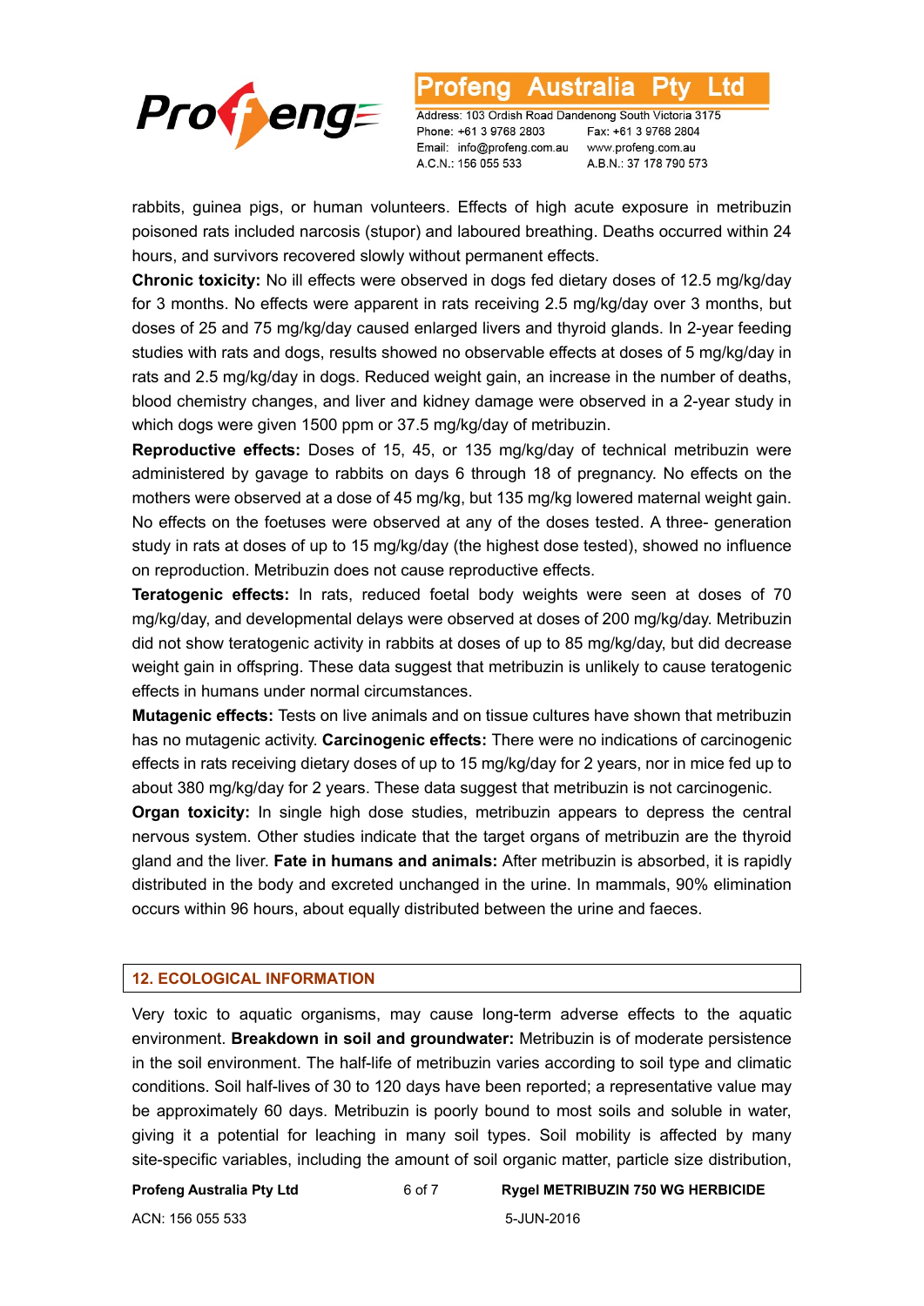rabbits, guinea pigs, or human volunteers. Effects of high acute exposure in metribuzin poisoned rats included narcosis (stupor) and laboured breathing. Deaths occurred within 24 hours, and survivors recovered slowly without permanent effects.

**Chronic toxicity:** No ill effects were observed in dogs fed dietary doses of 12.5 mg/kg/day for 3 months. No effects were apparent in rats receiving 2.5 mg/kg/day over 3 months, but doses of 25 and 75 mg/kg/day caused enlarged livers and thyroid glands. In 2-year feeding studies with rats and dogs, results showed no observable effects at doses of 5 mg/kg/day in rats and 2.5 mg/kg/day in dogs. Reduced weight gain, an increase in the number of deaths, blood chemistry changes, and liver and kidney damage were observed in a 2-year study in which dogs were given 1500 ppm or 37.5 mg/kg/day of metribuzin.

**Reproductive effects:** Doses of 15, 45, or 135 mg/kg/day of technical metribuzin were administered by gavage to rabbits on days 6 through 18 of pregnancy. No effects on the mothers were observed at a dose of 45 mg/kg, but 135 mg/kg lowered maternal weight gain. No effects on the foetuses were observed at any of the doses tested. A three- generation study in rats at doses of up to 15 mg/kg/day (the highest dose tested), showed no influence on reproduction. Metribuzin does not cause reproductive effects.

**Teratogenic effects:** In rats, reduced foetal body weights were seen at doses of 70 mg/kg/day, and developmental delays were observed at doses of 200 mg/kg/day. Metribuzin did not show teratogenic activity in rabbits at doses of up to 85 mg/kg/day, but did decrease weight gain in offspring. These data suggest that metribuzin is unlikely to cause teratogenic effects in humans under normal circumstances.

**Mutagenic effects:** Tests on live animals and on tissue cultures have shown that metribuzin has no mutagenic activity. **Carcinogenic effects:** There were no indications of carcinogenic effects in rats receiving dietary doses of up to 15 mg/kg/day for 2 years, nor in mice fed up to about 380 mg/kg/day for 2 years. These data suggest that metribuzin is not carcinogenic.

**Organ toxicity:** In single high dose studies, metribuzin appears to depress the central nervous system. Other studies indicate that the target organs of metribuzin are the thyroid gland and the liver. **Fate in humans and animals:** After metribuzin is absorbed, it is rapidly distributed in the body and excreted unchanged in the urine. In mammals, 90% elimination occurs within 96 hours, about equally distributed between the urine and faeces.

## 12. ECOLOGICAL INFORMATION

Very toxic to aquatic organisms, may cause long-term adverse effects to the aquatic environment. **Breakdown in soil and groundwater:** Metribuzin is of moderate persistence in the soil environment. The half-life of metribuzin varies according to soil type and climatic conditions. Soil half-lives of 30 to 120 days have been reported; a representative value may be approximately 60 days. Metribuzin is poorly bound to most soils and soluble in water, giving it a potential for leaching in many soil types. Soil mobility is affected by many site-specific variables, including the amount of soil organic matter, particle size distribution,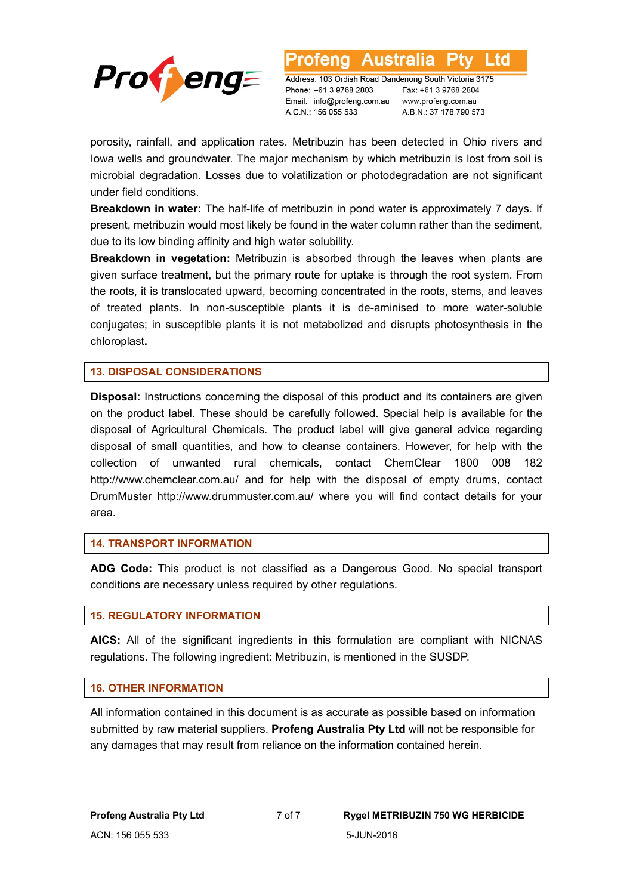porosity, rainfall, and application rates. Metribuzin has been detected in Ohio rivers and Iowa wells and groundwater. The major mechanism by which metribuzin is lost from soil is microbial degradation. Losses due to volatilization or photodegradation are not significant under field conditions.

**Breakdown in water:** The half-life of metribuzin in pond water is approximately 7 days. If present, metribuzin would most likely be found in the water column rather than the sediment, due to its low binding affinity and high water solubility.

**Breakdown in vegetation:** Metribuzin is absorbed through the leaves when plants are given surface treatment, but the primary route for uptake is through the root system. From the roots, it is translocated upward, becoming concentrated in the roots, stems, and leaves of treated plants. In non-susceptible plants it is de-aminised to more water-soluble conjugates; in susceptible plants it is not metabolized and disrupts photosynthesis in the chloroplast**.**

## 13. DISPOSAL CONSIDERATIONS

**Disposal:** Instructions concerning the disposal of this product and its containers are given on the product label. These should be carefully followed. Special help is available for the disposal of Agricultural Chemicals. The product label will give general advice regarding disposal of small quantities, and how to cleanse containers. However, for help with the collection of unwanted rural chemicals, contact ChemClear 1800 008 182 http://www.chemclear.com.au/ and for help with the disposal of empty drums, contact DrumMuster http://www.drummuster.com.au/ where you will find contact details for your area.

## 14. TRANSPORT INFORMATION

**ADG Code:** This product is not classified as a Dangerous Good. No special transport conditions are necessary unless required by other regulations.

## 15. REGULATORY INFORMATION

**AICS:** All of the significant ingredients in this formulation are compliant with NICNAS regulations. The following ingredient: Metribuzin, is mentioned in the SUSDP.

## 16. OTHER INFORMATION

All information contained in this document is as accurate as possible based on information submitted by raw material suppliers. **Profeng Australia Pty Ltd** will not be responsible for any damages that may result from reliance on the information contained herein.